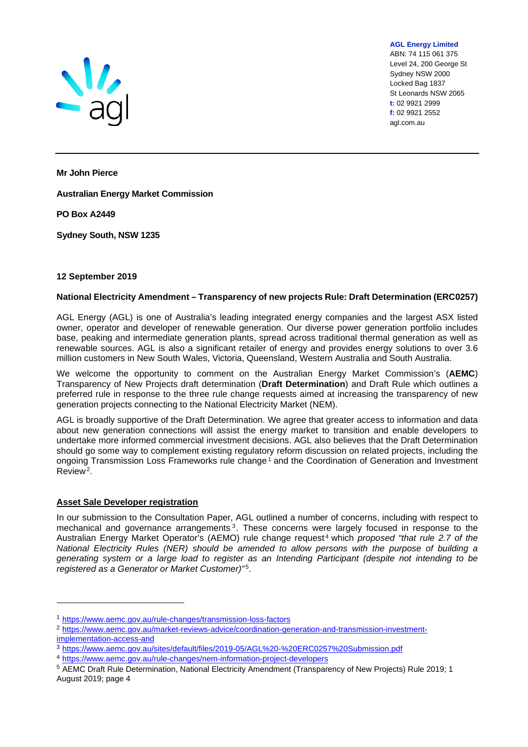**AGL Energy Limited**
ABN: 74 115 061 375
Level 24, 200 George St
Sydney NSW 2000
Locked Bag 1837
St Leonards NSW 2065
**t:** 02 9921 2999
**f:** 02 9921 2552
agl.com.au

**Mr John Pierce**

**Australian Energy Market Commission**

**PO Box A2449**

**Sydney South, NSW 1235**

**12 September 2019**

**National Electricity Amendment – Transparency of new projects Rule: Draft Determination (ERC0257)**

AGL Energy (AGL) is one of Australia's leading integrated energy companies and the largest ASX listed owner, operator and developer of renewable generation. Our diverse power generation portfolio includes base, peaking and intermediate generation plants, spread across traditional thermal generation as well as renewable sources. AGL is also a significant retailer of energy and provides energy solutions to over 3.6 million customers in New South Wales, Victoria, Queensland, Western Australia and South Australia.

We welcome the opportunity to comment on the Australian Energy Market Commission's (**AEMC**) Transparency of New Projects draft determination (**Draft Determination**) and Draft Rule which outlines a preferred rule in response to the three rule change requests aimed at increasing the transparency of new generation projects connecting to the National Electricity Market (NEM).

AGL is broadly supportive of the Draft Determination. We agree that greater access to information and data about new generation connections will assist the energy market to transition and enable developers to undertake more informed commercial investment decisions. AGL also believes that the Draft Determination should go some way to complement existing regulatory reform discussion on related projects, including the ongoing Transmission Loss Frameworks rule change[1] and the Coordination of Generation and Investment Review[2].

## Asset Sale Developer registration

In our submission to the Consultation Paper, AGL outlined a number of concerns, including with respect to mechanical and governance arrangements[3]. These concerns were largely focused in response to the Australian Energy Market Operator's (AEMO) rule change request[4] which *proposed "that rule 2.7 of the National Electricity Rules (NER) should be amended to allow persons with the purpose of building a generating system or a large load to register as an Intending Participant (despite not intending to be registered as a Generator or Market Customer)"*[5].

---

[1] https://www.aemc.gov.au/rule-changes/transmission-loss-factors

[2] https://www.aemc.gov.au/market-reviews-advice/coordination-generation-and-transmission-investment-implementation-access-and

[3] https://www.aemc.gov.au/sites/default/files/2019-05/AGL%20-%20ERC0257%20Submission.pdf

[4] https://www.aemc.gov.au/rule-changes/nem-information-project-developers

[5] AEMC Draft Rule Determination, National Electricity Amendment (Transparency of New Projects) Rule 2019; 1 August 2019; page 4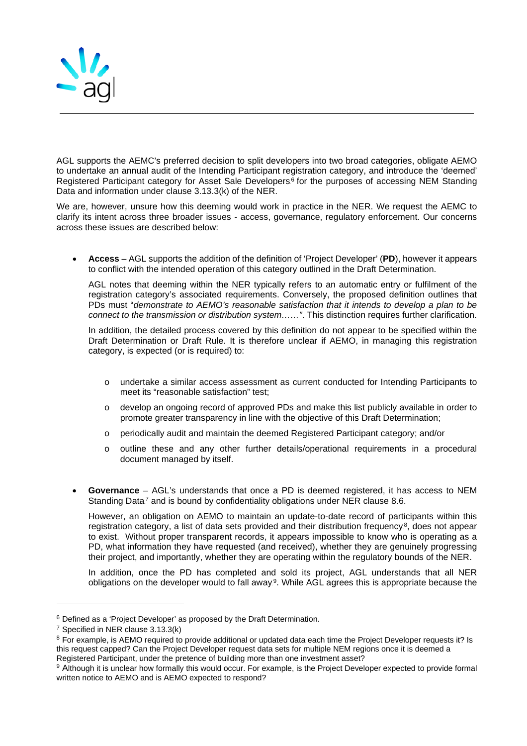AGL supports the AEMC's preferred decision to split developers into two broad categories, obligate AEMO to undertake an annual audit of the Intending Participant registration category, and introduce the 'deemed' Registered Participant category for Asset Sale Developers[6] for the purposes of accessing NEM Standing Data and information under clause 3.13.3(k) of the NER.

We are, however, unsure how this deeming would work in practice in the NER. We request the AEMC to clarify its intent across three broader issues - access, governance, regulatory enforcement. Our concerns across these issues are described below:

- **Access** – AGL supports the addition of the definition of 'Project Developer' (**PD**), however it appears to conflict with the intended operation of this category outlined in the Draft Determination.

  AGL notes that deeming within the NER typically refers to an automatic entry or fulfilment of the registration category's associated requirements. Conversely, the proposed definition outlines that PDs must "*demonstrate to AEMO's reasonable satisfaction that it intends to develop a plan to be connect to the transmission or distribution system……"*. This distinction requires further clarification.

  In addition, the detailed process covered by this definition do not appear to be specified within the Draft Determination or Draft Rule. It is therefore unclear if AEMO, in managing this registration category, is expected (or is required) to:

  - undertake a similar access assessment as current conducted for Intending Participants to meet its "reasonable satisfaction" test;
  - develop an ongoing record of approved PDs and make this list publicly available in order to promote greater transparency in line with the objective of this Draft Determination;
  - periodically audit and maintain the deemed Registered Participant category; and/or
  - outline these and any other further details/operational requirements in a procedural document managed by itself.

- **Governance** – AGL's understands that once a PD is deemed registered, it has access to NEM Standing Data[7] and is bound by confidentiality obligations under NER clause 8.6.

  However, an obligation on AEMO to maintain an update-to-date record of participants within this registration category, a list of data sets provided and their distribution frequency[8], does not appear to exist. Without proper transparent records, it appears impossible to know who is operating as a PD, what information they have requested (and received), whether they are genuinely progressing their project, and importantly, whether they are operating within the regulatory bounds of the NER.

  In addition, once the PD has completed and sold its project, AGL understands that all NER obligations on the developer would to fall away[9]. While AGL agrees this is appropriate because the

---

[6] Defined as a 'Project Developer' as proposed by the Draft Determination.

[7] Specified in NER clause 3.13.3(k)

[8] For example, is AEMO required to provide additional or updated data each time the Project Developer requests it? Is this request capped? Can the Project Developer request data sets for multiple NEM regions once it is deemed a Registered Participant, under the pretence of building more than one investment asset?

[9] Although it is unclear how formally this would occur. For example, is the Project Developer expected to provide formal written notice to AEMO and is AEMO expected to respond?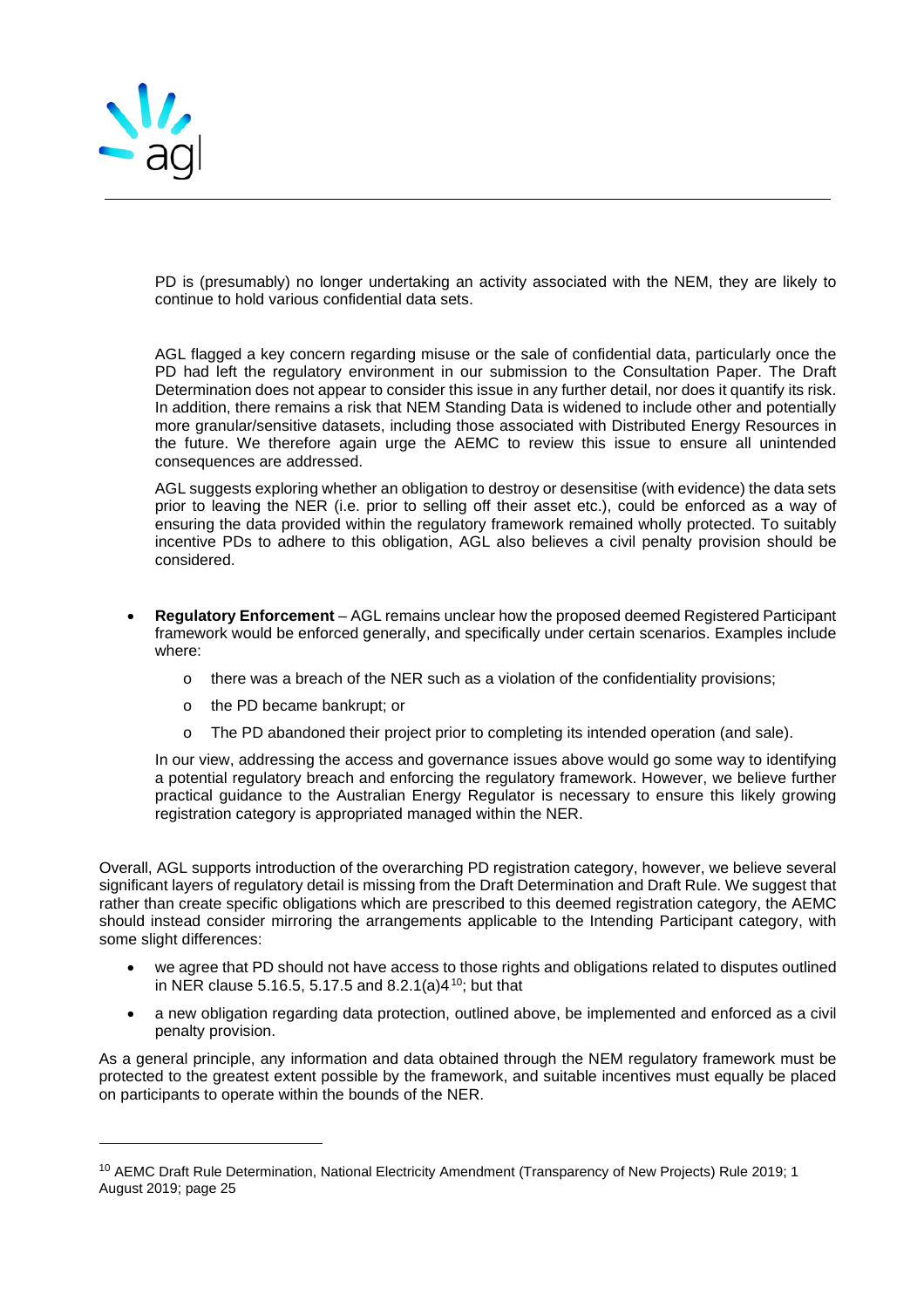PD is (presumably) no longer undertaking an activity associated with the NEM, they are likely to continue to hold various confidential data sets.

AGL flagged a key concern regarding misuse or the sale of confidential data, particularly once the PD had left the regulatory environment in our submission to the Consultation Paper. The Draft Determination does not appear to consider this issue in any further detail, nor does it quantify its risk. In addition, there remains a risk that NEM Standing Data is widened to include other and potentially more granular/sensitive datasets, including those associated with Distributed Energy Resources in the future. We therefore again urge the AEMC to review this issue to ensure all unintended consequences are addressed.

AGL suggests exploring whether an obligation to destroy or desensitise (with evidence) the data sets prior to leaving the NER (i.e. prior to selling off their asset etc.), could be enforced as a way of ensuring the data provided within the regulatory framework remained wholly protected. To suitably incentive PDs to adhere to this obligation, AGL also believes a civil penalty provision should be considered.

- **Regulatory Enforcement** – AGL remains unclear how the proposed deemed Registered Participant framework would be enforced generally, and specifically under certain scenarios. Examples include where:
  - there was a breach of the NER such as a violation of the confidentiality provisions;
  - the PD became bankrupt; or
  - The PD abandoned their project prior to completing its intended operation (and sale).

  In our view, addressing the access and governance issues above would go some way to identifying a potential regulatory breach and enforcing the regulatory framework. However, we believe further practical guidance to the Australian Energy Regulator is necessary to ensure this likely growing registration category is appropriated managed within the NER.

Overall, AGL supports introduction of the overarching PD registration category, however, we believe several significant layers of regulatory detail is missing from the Draft Determination and Draft Rule. We suggest that rather than create specific obligations which are prescribed to this deemed registration category, the AEMC should instead consider mirroring the arrangements applicable to the Intending Participant category, with some slight differences:

- we agree that PD should not have access to those rights and obligations related to disputes outlined in NER clause 5.16.5, 5.17.5 and 8.2.1(a)4[10]; but that
- a new obligation regarding data protection, outlined above, be implemented and enforced as a civil penalty provision.

As a general principle, any information and data obtained through the NEM regulatory framework must be protected to the greatest extent possible by the framework, and suitable incentives must equally be placed on participants to operate within the bounds of the NER.

[10] AEMC Draft Rule Determination, National Electricity Amendment (Transparency of New Projects) Rule 2019; 1 August 2019; page 25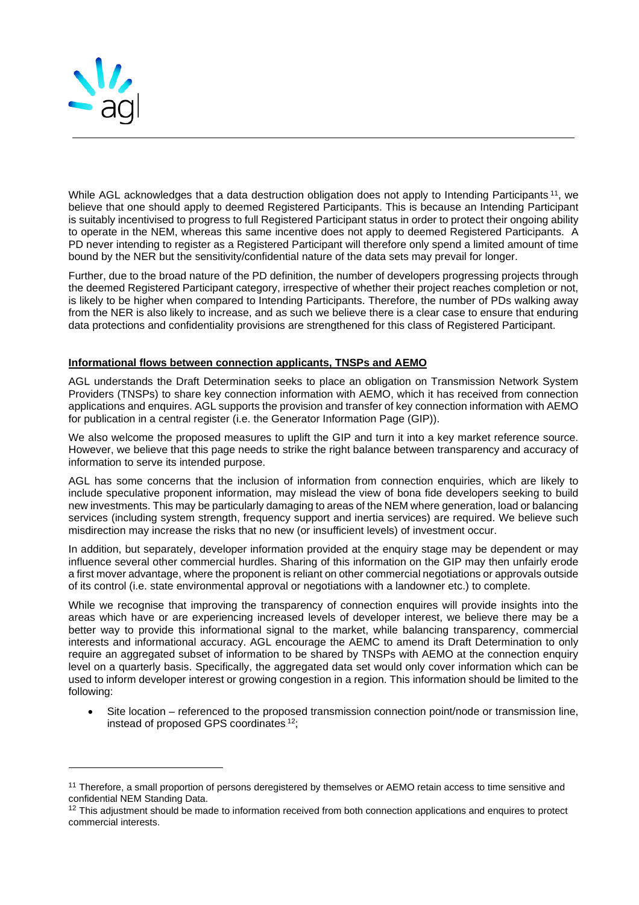While AGL acknowledges that a data destruction obligation does not apply to Intending Participants[11], we believe that one should apply to deemed Registered Participants. This is because an Intending Participant is suitably incentivised to progress to full Registered Participant status in order to protect their ongoing ability to operate in the NEM, whereas this same incentive does not apply to deemed Registered Participants. A PD never intending to register as a Registered Participant will therefore only spend a limited amount of time bound by the NER but the sensitivity/confidential nature of the data sets may prevail for longer.

Further, due to the broad nature of the PD definition, the number of developers progressing projects through the deemed Registered Participant category, irrespective of whether their project reaches completion or not, is likely to be higher when compared to Intending Participants. Therefore, the number of PDs walking away from the NER is also likely to increase, and as such we believe there is a clear case to ensure that enduring data protections and confidentiality provisions are strengthened for this class of Registered Participant.

**Informational flows between connection applicants, TNSPs and AEMO**

AGL understands the Draft Determination seeks to place an obligation on Transmission Network System Providers (TNSPs) to share key connection information with AEMO, which it has received from connection applications and enquires. AGL supports the provision and transfer of key connection information with AEMO for publication in a central register (i.e. the Generator Information Page (GIP)).

We also welcome the proposed measures to uplift the GIP and turn it into a key market reference source. However, we believe that this page needs to strike the right balance between transparency and accuracy of information to serve its intended purpose.

AGL has some concerns that the inclusion of information from connection enquiries, which are likely to include speculative proponent information, may mislead the view of bona fide developers seeking to build new investments. This may be particularly damaging to areas of the NEM where generation, load or balancing services (including system strength, frequency support and inertia services) are required. We believe such misdirection may increase the risks that no new (or insufficient levels) of investment occur.

In addition, but separately, developer information provided at the enquiry stage may be dependent or may influence several other commercial hurdles. Sharing of this information on the GIP may then unfairly erode a first mover advantage, where the proponent is reliant on other commercial negotiations or approvals outside of its control (i.e. state environmental approval or negotiations with a landowner etc.) to complete.

While we recognise that improving the transparency of connection enquires will provide insights into the areas which have or are experiencing increased levels of developer interest, we believe there may be a better way to provide this informational signal to the market, while balancing transparency, commercial interests and informational accuracy. AGL encourage the AEMC to amend its Draft Determination to only require an aggregated subset of information to be shared by TNSPs with AEMO at the connection enquiry level on a quarterly basis. Specifically, the aggregated data set would only cover information which can be used to inform developer interest or growing congestion in a region. This information should be limited to the following:

- Site location – referenced to the proposed transmission connection point/node or transmission line, instead of proposed GPS coordinates[12];

[11] Therefore, a small proportion of persons deregistered by themselves or AEMO retain access to time sensitive and confidential NEM Standing Data.

[12] This adjustment should be made to information received from both connection applications and enquires to protect commercial interests.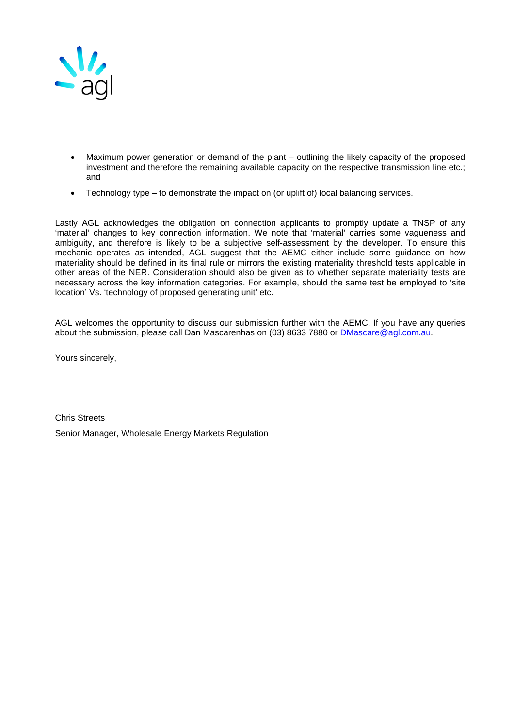- Maximum power generation or demand of the plant – outlining the likely capacity of the proposed investment and therefore the remaining available capacity on the respective transmission line etc.; and
- Technology type – to demonstrate the impact on (or uplift of) local balancing services.

Lastly AGL acknowledges the obligation on connection applicants to promptly update a TNSP of any 'material' changes to key connection information. We note that 'material' carries some vagueness and ambiguity, and therefore is likely to be a subjective self-assessment by the developer. To ensure this mechanic operates as intended, AGL suggest that the AEMC either include some guidance on how materiality should be defined in its final rule or mirrors the existing materiality threshold tests applicable in other areas of the NER. Consideration should also be given as to whether separate materiality tests are necessary across the key information categories. For example, should the same test be employed to 'site location' Vs. 'technology of proposed generating unit' etc.

AGL welcomes the opportunity to discuss our submission further with the AEMC. If you have any queries about the submission, please call Dan Mascarenhas on (03) 8633 7880 or [DMascare@agl.com.au](mailto:DMascare@agl.com.au).

Yours sincerely,

Chris Streets

Senior Manager, Wholesale Energy Markets Regulation